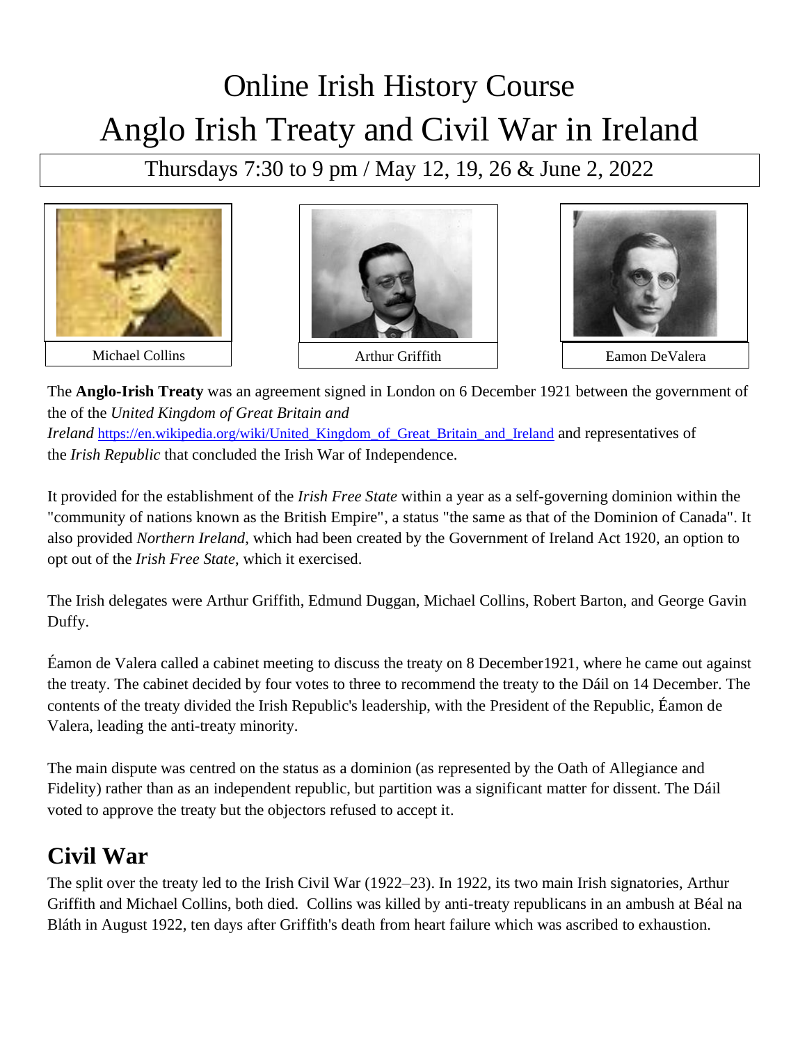# Online Irish History Course

# Anglo Irish Treaty and Civil War in Ireland

Thursdays 7:30 to 9 pm / May 12, 19, 26 & June 2, 2022

Michael Collins

Arthur Griffith

Eamon DeValera

The **Anglo-Irish Treaty** was an agreement signed in London on 6 December 1921 between the government of the of the *United Kingdom of Great Britain and Ireland* https://en.wikipedia.org/wiki/United_Kingdom_of_Great_Britain_and_Ireland and representatives of the *Irish Republic* that concluded the Irish War of Independence.

It provided for the establishment of the *Irish Free State* within a year as a self-governing dominion within the "community of nations known as the British Empire", a status "the same as that of the Dominion of Canada". It also provided *Northern Ireland*, which had been created by the Government of Ireland Act 1920, an option to opt out of the *Irish Free State*, which it exercised.

The Irish delegates were Arthur Griffith, Edmund Duggan, Michael Collins, Robert Barton, and George Gavin Duffy.

Éamon de Valera called a cabinet meeting to discuss the treaty on 8 December1921, where he came out against the treaty. The cabinet decided by four votes to three to recommend the treaty to the Dáil on 14 December. The contents of the treaty divided the Irish Republic's leadership, with the President of the Republic, Éamon de Valera, leading the anti-treaty minority.

The main dispute was centred on the status as a dominion (as represented by the Oath of Allegiance and Fidelity) rather than as an independent republic, but partition was a significant matter for dissent. The Dáil voted to approve the treaty but the objectors refused to accept it.

## Civil War

The split over the treaty led to the Irish Civil War (1922–23). In 1922, its two main Irish signatories, Arthur Griffith and Michael Collins, both died. Collins was killed by anti-treaty republicans in an ambush at Béal na Bláth in August 1922, ten days after Griffith's death from heart failure which was ascribed to exhaustion.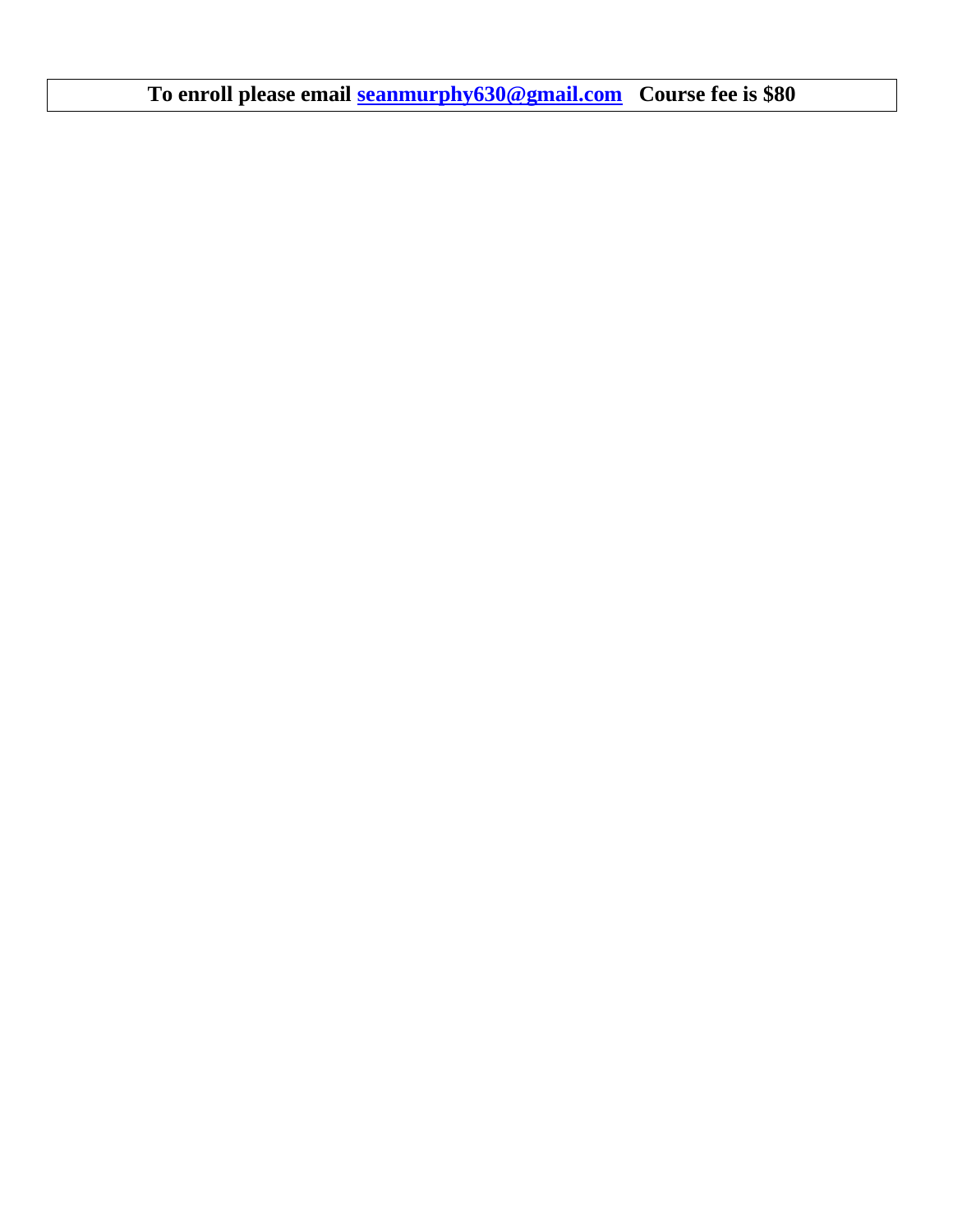**To enroll please email seanmurphy630@gmail.com Course fee is $80**